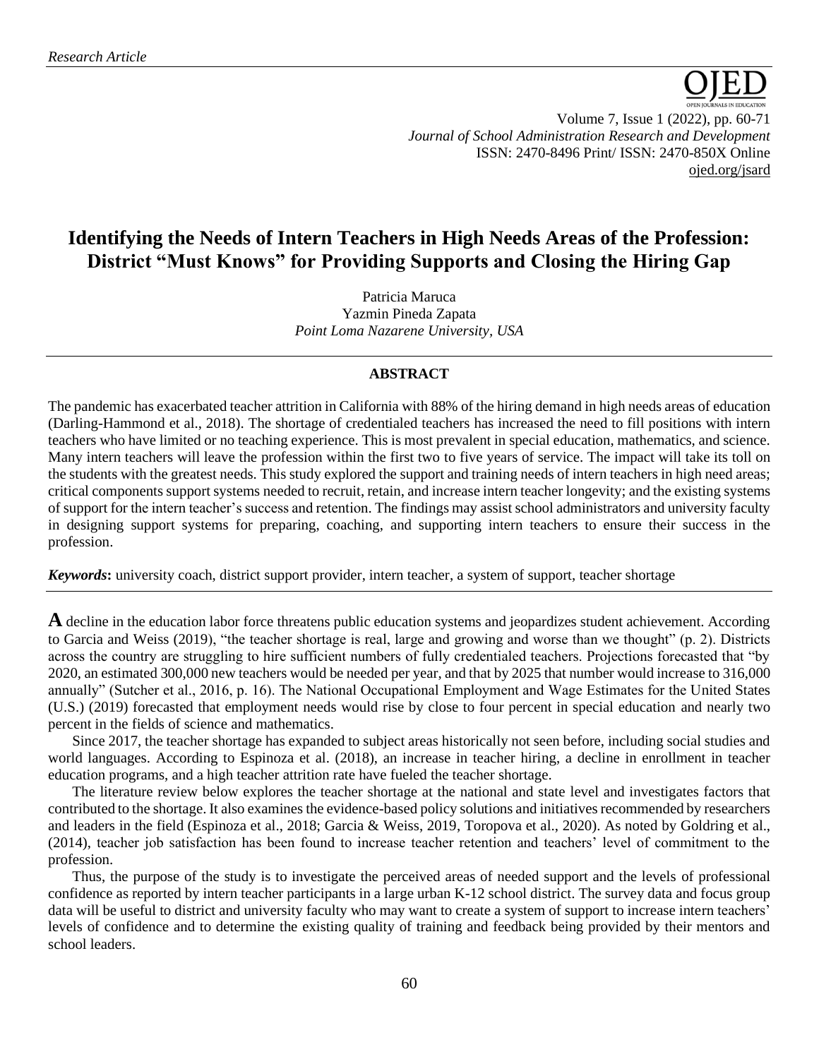*Research Article*

# Identifying the Needs of Intern Teachers in High Needs Areas of the Profession: District "Must Knows" for Providing Supports and Closing the Hiring Gap

Patricia Maruca
Yazmin Pineda Zapata
*Point Loma Nazarene University, USA*

## ABSTRACT

The pandemic has exacerbated teacher attrition in California with 88% of the hiring demand in high needs areas of education (Darling-Hammond et al., 2018). The shortage of credentialed teachers has increased the need to fill positions with intern teachers who have limited or no teaching experience. This is most prevalent in special education, mathematics, and science. Many intern teachers will leave the profession within the first two to five years of service. The impact will take its toll on the students with the greatest needs. This study explored the support and training needs of intern teachers in high need areas; critical components support systems needed to recruit, retain, and increase intern teacher longevity; and the existing systems of support for the intern teacher's success and retention. The findings may assist school administrators and university faculty in designing support systems for preparing, coaching, and supporting intern teachers to ensure their success in the profession.

***Keywords*:** university coach, district support provider, intern teacher, a system of support, teacher shortage

**A** decline in the education labor force threatens public education systems and jeopardizes student achievement. According to Garcia and Weiss (2019), "the teacher shortage is real, large and growing and worse than we thought" (p. 2). Districts across the country are struggling to hire sufficient numbers of fully credentialed teachers. Projections forecasted that "by 2020, an estimated 300,000 new teachers would be needed per year, and that by 2025 that number would increase to 316,000 annually" (Sutcher et al., 2016, p. 16). The National Occupational Employment and Wage Estimates for the United States (U.S.) (2019) forecasted that employment needs would rise by close to four percent in special education and nearly two percent in the fields of science and mathematics.

Since 2017, the teacher shortage has expanded to subject areas historically not seen before, including social studies and world languages. According to Espinoza et al. (2018), an increase in teacher hiring, a decline in enrollment in teacher education programs, and a high teacher attrition rate have fueled the teacher shortage.

The literature review below explores the teacher shortage at the national and state level and investigates factors that contributed to the shortage. It also examines the evidence-based policy solutions and initiatives recommended by researchers and leaders in the field (Espinoza et al., 2018; Garcia & Weiss, 2019, Toropova et al., 2020). As noted by Goldring et al., (2014), teacher job satisfaction has been found to increase teacher retention and teachers' level of commitment to the profession.

Thus, the purpose of the study is to investigate the perceived areas of needed support and the levels of professional confidence as reported by intern teacher participants in a large urban K-12 school district. The survey data and focus group data will be useful to district and university faculty who may want to create a system of support to increase intern teachers' levels of confidence and to determine the existing quality of training and feedback being provided by their mentors and school leaders.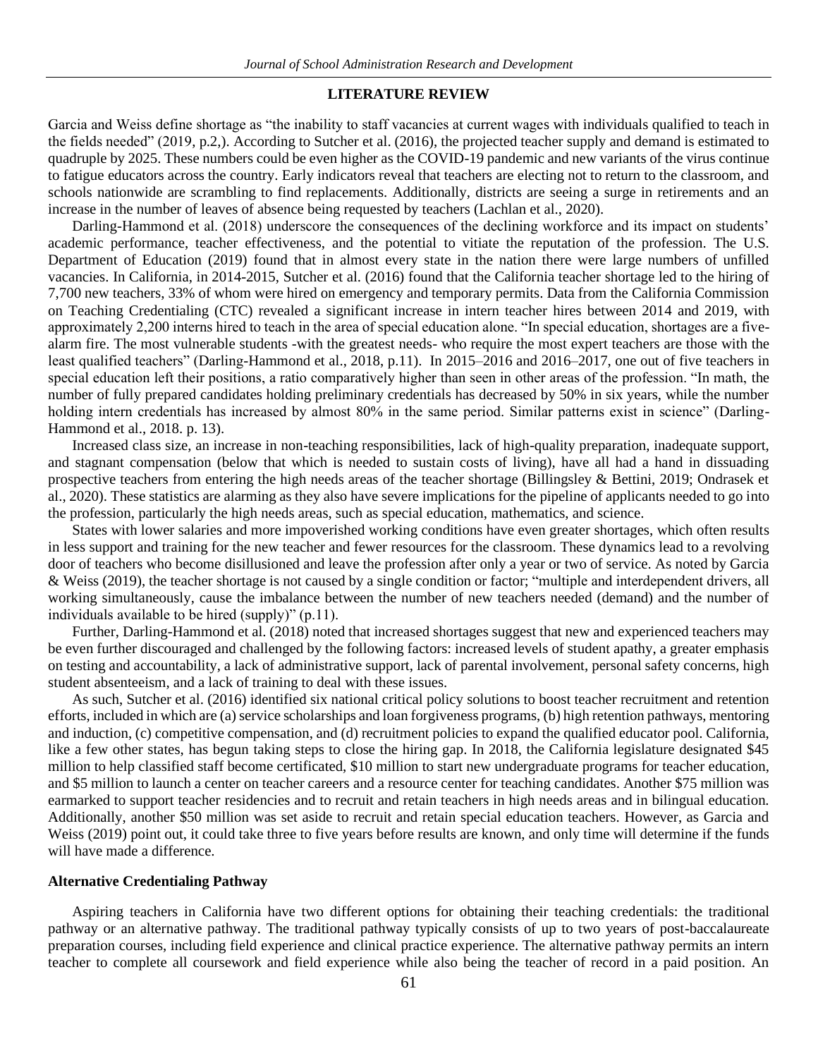## LITERATURE REVIEW

Garcia and Weiss define shortage as "the inability to staff vacancies at current wages with individuals qualified to teach in the fields needed" (2019, p.2,). According to Sutcher et al. (2016), the projected teacher supply and demand is estimated to quadruple by 2025. These numbers could be even higher as the COVID-19 pandemic and new variants of the virus continue to fatigue educators across the country. Early indicators reveal that teachers are electing not to return to the classroom, and schools nationwide are scrambling to find replacements. Additionally, districts are seeing a surge in retirements and an increase in the number of leaves of absence being requested by teachers (Lachlan et al., 2020).

Darling-Hammond et al. (2018) underscore the consequences of the declining workforce and its impact on students' academic performance, teacher effectiveness, and the potential to vitiate the reputation of the profession. The U.S. Department of Education (2019) found that in almost every state in the nation there were large numbers of unfilled vacancies. In California, in 2014-2015, Sutcher et al. (2016) found that the California teacher shortage led to the hiring of 7,700 new teachers, 33% of whom were hired on emergency and temporary permits. Data from the California Commission on Teaching Credentialing (CTC) revealed a significant increase in intern teacher hires between 2014 and 2019, with approximately 2,200 interns hired to teach in the area of special education alone. "In special education, shortages are a five-alarm fire. The most vulnerable students -with the greatest needs- who require the most expert teachers are those with the least qualified teachers" (Darling-Hammond et al., 2018, p.11). In 2015–2016 and 2016–2017, one out of five teachers in special education left their positions, a ratio comparatively higher than seen in other areas of the profession. "In math, the number of fully prepared candidates holding preliminary credentials has decreased by 50% in six years, while the number holding intern credentials has increased by almost 80% in the same period. Similar patterns exist in science" (Darling-Hammond et al., 2018. p. 13).

Increased class size, an increase in non-teaching responsibilities, lack of high-quality preparation, inadequate support, and stagnant compensation (below that which is needed to sustain costs of living), have all had a hand in dissuading prospective teachers from entering the high needs areas of the teacher shortage (Billingsley & Bettini, 2019; Ondrasek et al., 2020). These statistics are alarming as they also have severe implications for the pipeline of applicants needed to go into the profession, particularly the high needs areas, such as special education, mathematics, and science.

States with lower salaries and more impoverished working conditions have even greater shortages, which often results in less support and training for the new teacher and fewer resources for the classroom. These dynamics lead to a revolving door of teachers who become disillusioned and leave the profession after only a year or two of service. As noted by Garcia & Weiss (2019), the teacher shortage is not caused by a single condition or factor; "multiple and interdependent drivers, all working simultaneously, cause the imbalance between the number of new teachers needed (demand) and the number of individuals available to be hired (supply)" (p.11).

Further, Darling-Hammond et al. (2018) noted that increased shortages suggest that new and experienced teachers may be even further discouraged and challenged by the following factors: increased levels of student apathy, a greater emphasis on testing and accountability, a lack of administrative support, lack of parental involvement, personal safety concerns, high student absenteeism, and a lack of training to deal with these issues.

As such, Sutcher et al. (2016) identified six national critical policy solutions to boost teacher recruitment and retention efforts, included in which are (a) service scholarships and loan forgiveness programs, (b) high retention pathways, mentoring and induction, (c) competitive compensation, and (d) recruitment policies to expand the qualified educator pool. California, like a few other states, has begun taking steps to close the hiring gap. In 2018, the California legislature designated $45 million to help classified staff become certificated, $10 million to start new undergraduate programs for teacher education, and $5 million to launch a center on teacher careers and a resource center for teaching candidates. Another $75 million was earmarked to support teacher residencies and to recruit and retain teachers in high needs areas and in bilingual education. Additionally, another $50 million was set aside to recruit and retain special education teachers. However, as Garcia and Weiss (2019) point out, it could take three to five years before results are known, and only time will determine if the funds will have made a difference.

### Alternative Credentialing Pathway

Aspiring teachers in California have two different options for obtaining their teaching credentials: the traditional pathway or an alternative pathway. The traditional pathway typically consists of up to two years of post-baccalaureate preparation courses, including field experience and clinical practice experience. The alternative pathway permits an intern teacher to complete all coursework and field experience while also being the teacher of record in a paid position. An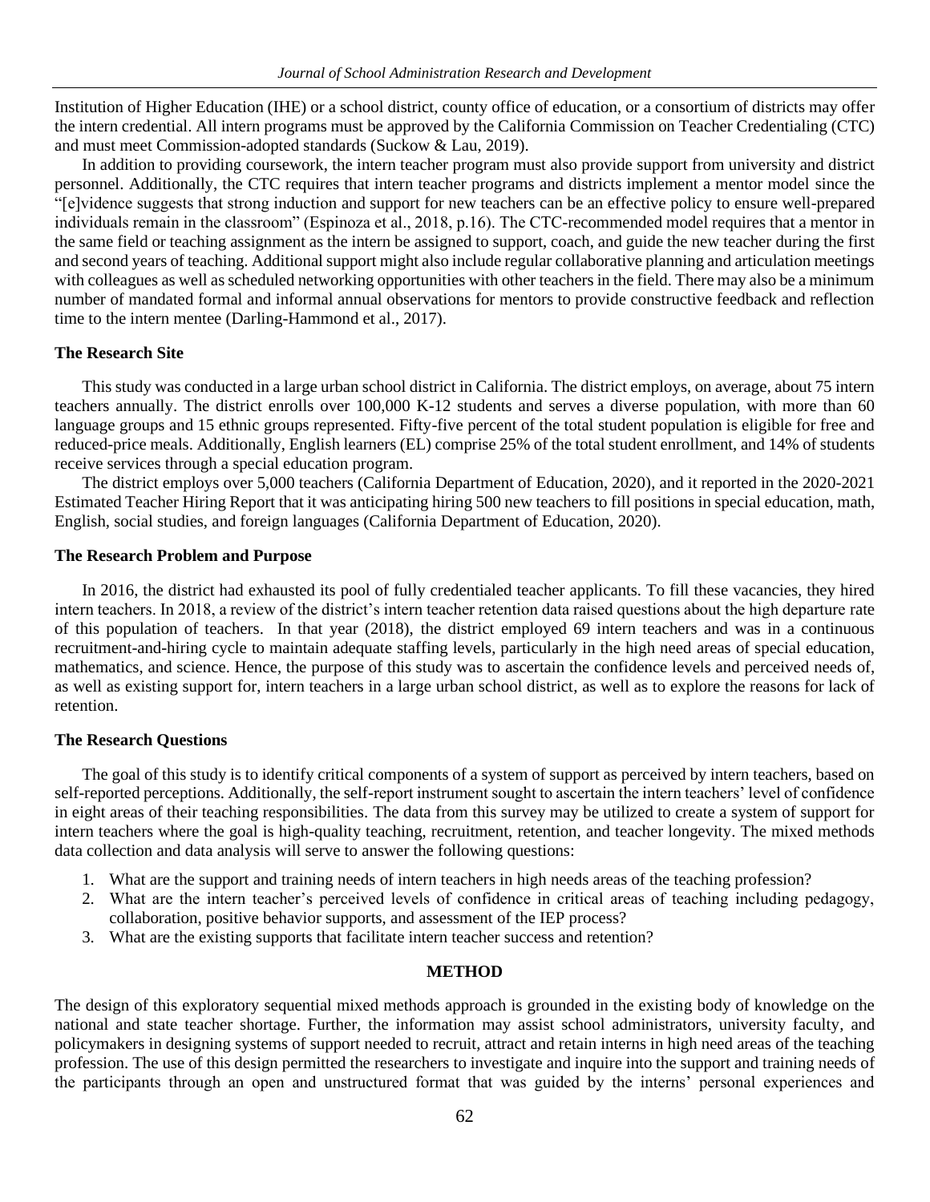Institution of Higher Education (IHE) or a school district, county office of education, or a consortium of districts may offer the intern credential. All intern programs must be approved by the California Commission on Teacher Credentialing (CTC) and must meet Commission-adopted standards (Suckow & Lau, 2019).

In addition to providing coursework, the intern teacher program must also provide support from university and district personnel. Additionally, the CTC requires that intern teacher programs and districts implement a mentor model since the "[e]vidence suggests that strong induction and support for new teachers can be an effective policy to ensure well-prepared individuals remain in the classroom" (Espinoza et al., 2018, p.16). The CTC-recommended model requires that a mentor in the same field or teaching assignment as the intern be assigned to support, coach, and guide the new teacher during the first and second years of teaching. Additional support might also include regular collaborative planning and articulation meetings with colleagues as well as scheduled networking opportunities with other teachers in the field. There may also be a minimum number of mandated formal and informal annual observations for mentors to provide constructive feedback and reflection time to the intern mentee (Darling-Hammond et al., 2017).

### The Research Site

This study was conducted in a large urban school district in California. The district employs, on average, about 75 intern teachers annually. The district enrolls over 100,000 K-12 students and serves a diverse population, with more than 60 language groups and 15 ethnic groups represented. Fifty-five percent of the total student population is eligible for free and reduced-price meals. Additionally, English learners (EL) comprise 25% of the total student enrollment, and 14% of students receive services through a special education program.

The district employs over 5,000 teachers (California Department of Education, 2020), and it reported in the 2020-2021 Estimated Teacher Hiring Report that it was anticipating hiring 500 new teachers to fill positions in special education, math, English, social studies, and foreign languages (California Department of Education, 2020).

### The Research Problem and Purpose

In 2016, the district had exhausted its pool of fully credentialed teacher applicants. To fill these vacancies, they hired intern teachers. In 2018, a review of the district's intern teacher retention data raised questions about the high departure rate of this population of teachers. In that year (2018), the district employed 69 intern teachers and was in a continuous recruitment-and-hiring cycle to maintain adequate staffing levels, particularly in the high need areas of special education, mathematics, and science. Hence, the purpose of this study was to ascertain the confidence levels and perceived needs of, as well as existing support for, intern teachers in a large urban school district, as well as to explore the reasons for lack of retention.

### The Research Questions

The goal of this study is to identify critical components of a system of support as perceived by intern teachers, based on self-reported perceptions. Additionally, the self-report instrument sought to ascertain the intern teachers' level of confidence in eight areas of their teaching responsibilities. The data from this survey may be utilized to create a system of support for intern teachers where the goal is high-quality teaching, recruitment, retention, and teacher longevity. The mixed methods data collection and data analysis will serve to answer the following questions:

1. What are the support and training needs of intern teachers in high needs areas of the teaching profession?
2. What are the intern teacher's perceived levels of confidence in critical areas of teaching including pedagogy, collaboration, positive behavior supports, and assessment of the IEP process?
3. What are the existing supports that facilitate intern teacher success and retention?

## METHOD

The design of this exploratory sequential mixed methods approach is grounded in the existing body of knowledge on the national and state teacher shortage. Further, the information may assist school administrators, university faculty, and policymakers in designing systems of support needed to recruit, attract and retain interns in high need areas of the teaching profession. The use of this design permitted the researchers to investigate and inquire into the support and training needs of the participants through an open and unstructured format that was guided by the interns' personal experiences and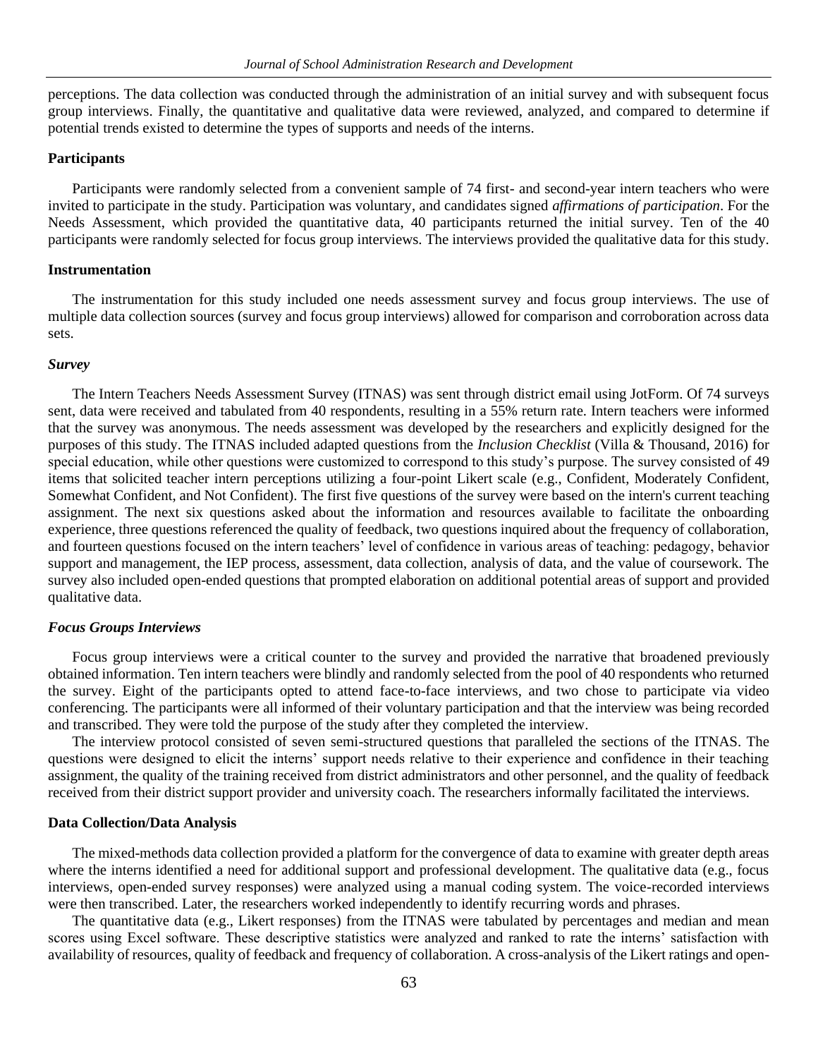perceptions. The data collection was conducted through the administration of an initial survey and with subsequent focus group interviews. Finally, the quantitative and qualitative data were reviewed, analyzed, and compared to determine if potential trends existed to determine the types of supports and needs of the interns.

### Participants

Participants were randomly selected from a convenient sample of 74 first- and second-year intern teachers who were invited to participate in the study. Participation was voluntary, and candidates signed *affirmations of participation*. For the Needs Assessment, which provided the quantitative data, 40 participants returned the initial survey. Ten of the 40 participants were randomly selected for focus group interviews. The interviews provided the qualitative data for this study.

### Instrumentation

The instrumentation for this study included one needs assessment survey and focus group interviews. The use of multiple data collection sources (survey and focus group interviews) allowed for comparison and corroboration across data sets.

#### *Survey*

The Intern Teachers Needs Assessment Survey (ITNAS) was sent through district email using JotForm. Of 74 surveys sent, data were received and tabulated from 40 respondents, resulting in a 55% return rate. Intern teachers were informed that the survey was anonymous. The needs assessment was developed by the researchers and explicitly designed for the purposes of this study. The ITNAS included adapted questions from the *Inclusion Checklist* (Villa & Thousand, 2016) for special education, while other questions were customized to correspond to this study's purpose. The survey consisted of 49 items that solicited teacher intern perceptions utilizing a four-point Likert scale (e.g., Confident, Moderately Confident, Somewhat Confident, and Not Confident). The first five questions of the survey were based on the intern's current teaching assignment. The next six questions asked about the information and resources available to facilitate the onboarding experience, three questions referenced the quality of feedback, two questions inquired about the frequency of collaboration, and fourteen questions focused on the intern teachers' level of confidence in various areas of teaching: pedagogy, behavior support and management, the IEP process, assessment, data collection, analysis of data, and the value of coursework. The survey also included open-ended questions that prompted elaboration on additional potential areas of support and provided qualitative data.

#### *Focus Groups Interviews*

Focus group interviews were a critical counter to the survey and provided the narrative that broadened previously obtained information. Ten intern teachers were blindly and randomly selected from the pool of 40 respondents who returned the survey. Eight of the participants opted to attend face-to-face interviews, and two chose to participate via video conferencing. The participants were all informed of their voluntary participation and that the interview was being recorded and transcribed. They were told the purpose of the study after they completed the interview.

The interview protocol consisted of seven semi-structured questions that paralleled the sections of the ITNAS. The questions were designed to elicit the interns' support needs relative to their experience and confidence in their teaching assignment, the quality of the training received from district administrators and other personnel, and the quality of feedback received from their district support provider and university coach. The researchers informally facilitated the interviews.

### Data Collection/Data Analysis

The mixed-methods data collection provided a platform for the convergence of data to examine with greater depth areas where the interns identified a need for additional support and professional development. The qualitative data (e.g., focus interviews, open-ended survey responses) were analyzed using a manual coding system. The voice-recorded interviews were then transcribed. Later, the researchers worked independently to identify recurring words and phrases.

The quantitative data (e.g., Likert responses) from the ITNAS were tabulated by percentages and median and mean scores using Excel software. These descriptive statistics were analyzed and ranked to rate the interns' satisfaction with availability of resources, quality of feedback and frequency of collaboration. A cross-analysis of the Likert ratings and open-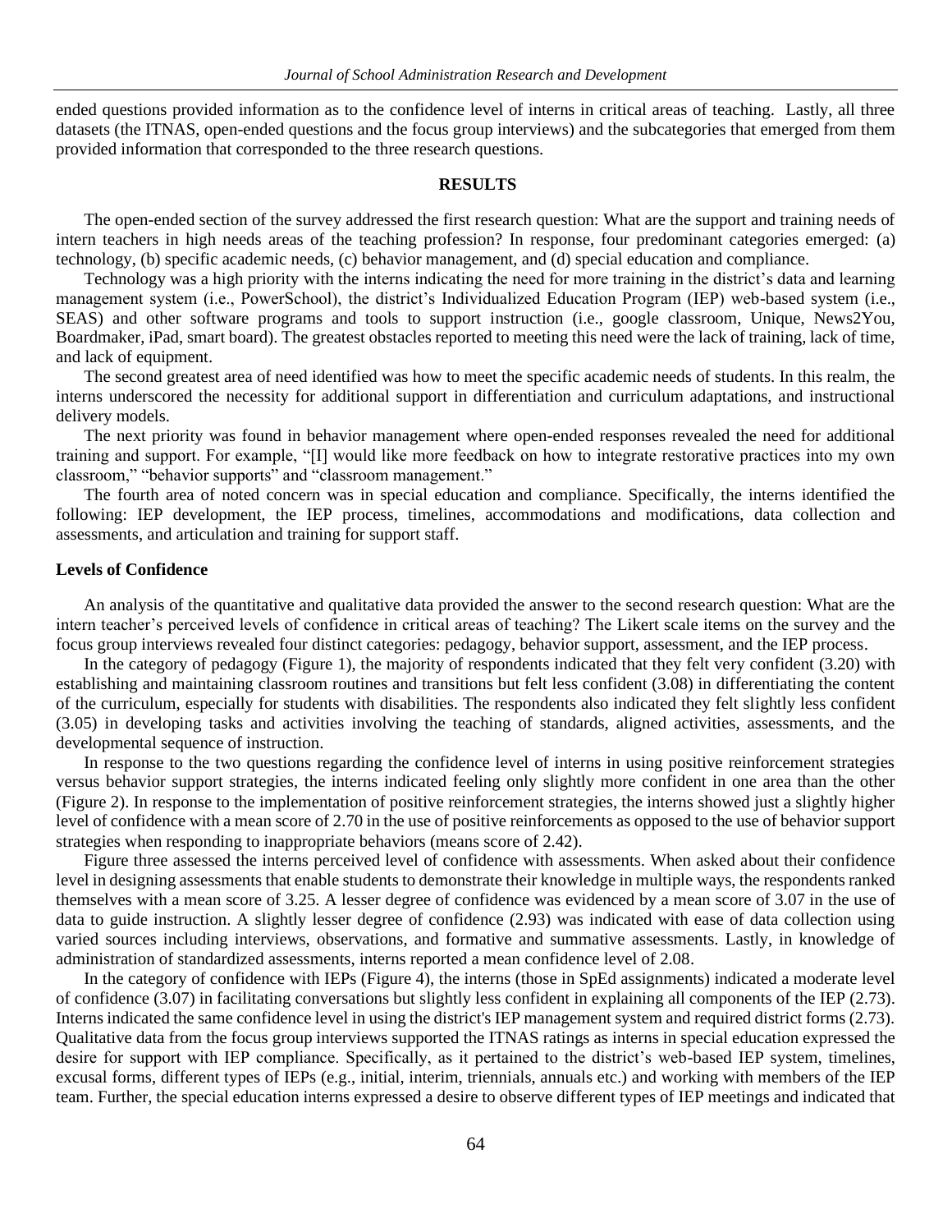ended questions provided information as to the confidence level of interns in critical areas of teaching. Lastly, all three datasets (the ITNAS, open-ended questions and the focus group interviews) and the subcategories that emerged from them provided information that corresponded to the three research questions.

## RESULTS

The open-ended section of the survey addressed the first research question: What are the support and training needs of intern teachers in high needs areas of the teaching profession? In response, four predominant categories emerged: (a) technology, (b) specific academic needs, (c) behavior management, and (d) special education and compliance.

Technology was a high priority with the interns indicating the need for more training in the district's data and learning management system (i.e., PowerSchool), the district's Individualized Education Program (IEP) web-based system (i.e., SEAS) and other software programs and tools to support instruction (i.e., google classroom, Unique, News2You, Boardmaker, iPad, smart board). The greatest obstacles reported to meeting this need were the lack of training, lack of time, and lack of equipment.

The second greatest area of need identified was how to meet the specific academic needs of students. In this realm, the interns underscored the necessity for additional support in differentiation and curriculum adaptations, and instructional delivery models.

The next priority was found in behavior management where open-ended responses revealed the need for additional training and support. For example, "[I] would like more feedback on how to integrate restorative practices into my own classroom," "behavior supports" and "classroom management."

The fourth area of noted concern was in special education and compliance. Specifically, the interns identified the following: IEP development, the IEP process, timelines, accommodations and modifications, data collection and assessments, and articulation and training for support staff.

### Levels of Confidence

An analysis of the quantitative and qualitative data provided the answer to the second research question: What are the intern teacher's perceived levels of confidence in critical areas of teaching? The Likert scale items on the survey and the focus group interviews revealed four distinct categories: pedagogy, behavior support, assessment, and the IEP process.

In the category of pedagogy (Figure 1), the majority of respondents indicated that they felt very confident (3.20) with establishing and maintaining classroom routines and transitions but felt less confident (3.08) in differentiating the content of the curriculum, especially for students with disabilities. The respondents also indicated they felt slightly less confident (3.05) in developing tasks and activities involving the teaching of standards, aligned activities, assessments, and the developmental sequence of instruction.

In response to the two questions regarding the confidence level of interns in using positive reinforcement strategies versus behavior support strategies, the interns indicated feeling only slightly more confident in one area than the other (Figure 2). In response to the implementation of positive reinforcement strategies, the interns showed just a slightly higher level of confidence with a mean score of 2.70 in the use of positive reinforcements as opposed to the use of behavior support strategies when responding to inappropriate behaviors (means score of 2.42).

Figure three assessed the interns perceived level of confidence with assessments. When asked about their confidence level in designing assessments that enable students to demonstrate their knowledge in multiple ways, the respondents ranked themselves with a mean score of 3.25. A lesser degree of confidence was evidenced by a mean score of 3.07 in the use of data to guide instruction. A slightly lesser degree of confidence (2.93) was indicated with ease of data collection using varied sources including interviews, observations, and formative and summative assessments. Lastly, in knowledge of administration of standardized assessments, interns reported a mean confidence level of 2.08.

In the category of confidence with IEPs (Figure 4), the interns (those in SpEd assignments) indicated a moderate level of confidence (3.07) in facilitating conversations but slightly less confident in explaining all components of the IEP (2.73). Interns indicated the same confidence level in using the district's IEP management system and required district forms (2.73). Qualitative data from the focus group interviews supported the ITNAS ratings as interns in special education expressed the desire for support with IEP compliance. Specifically, as it pertained to the district's web-based IEP system, timelines, excusal forms, different types of IEPs (e.g., initial, interim, triennials, annuals etc.) and working with members of the IEP team. Further, the special education interns expressed a desire to observe different types of IEP meetings and indicated that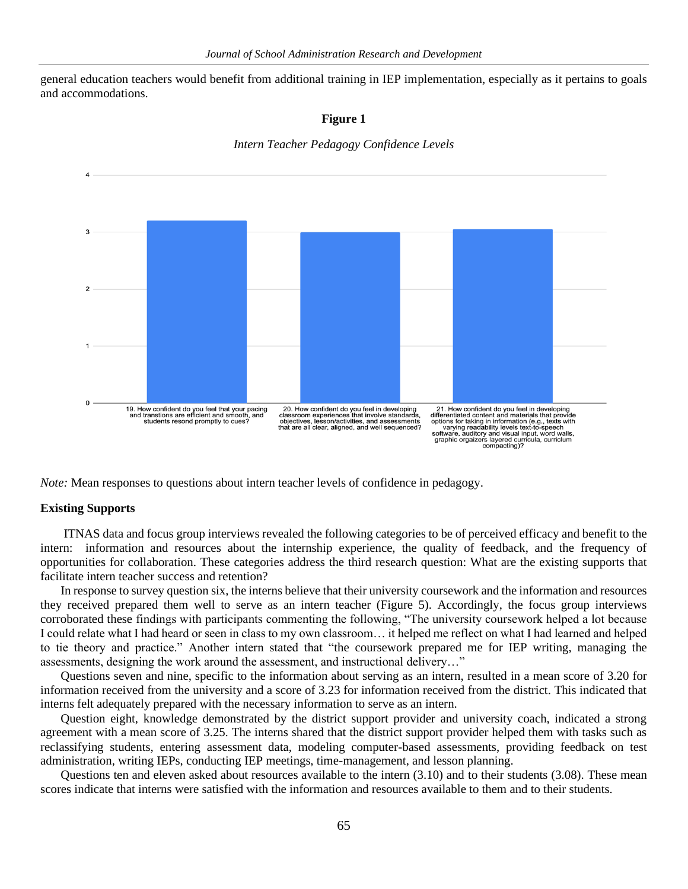general education teachers would benefit from additional training in IEP implementation, especially as it pertains to goals and accommodations.

**Figure 1**

*Intern Teacher Pedagogy Confidence Levels*

*Note:* Mean responses to questions about intern teacher levels of confidence in pedagogy.

### Existing Supports

ITNAS data and focus group interviews revealed the following categories to be of perceived efficacy and benefit to the intern: information and resources about the internship experience, the quality of feedback, and the frequency of opportunities for collaboration. These categories address the third research question: What are the existing supports that facilitate intern teacher success and retention?

In response to survey question six, the interns believe that their university coursework and the information and resources they received prepared them well to serve as an intern teacher (Figure 5). Accordingly, the focus group interviews corroborated these findings with participants commenting the following, "The university coursework helped a lot because I could relate what I had heard or seen in class to my own classroom… it helped me reflect on what I had learned and helped to tie theory and practice." Another intern stated that "the coursework prepared me for IEP writing, managing the assessments, designing the work around the assessment, and instructional delivery…"

Questions seven and nine, specific to the information about serving as an intern, resulted in a mean score of 3.20 for information received from the university and a score of 3.23 for information received from the district. This indicated that interns felt adequately prepared with the necessary information to serve as an intern.

Question eight, knowledge demonstrated by the district support provider and university coach, indicated a strong agreement with a mean score of 3.25. The interns shared that the district support provider helped them with tasks such as reclassifying students, entering assessment data, modeling computer-based assessments, providing feedback on test administration, writing IEPs, conducting IEP meetings, time-management, and lesson planning.

Questions ten and eleven asked about resources available to the intern (3.10) and to their students (3.08). These mean scores indicate that interns were satisfied with the information and resources available to them and to their students.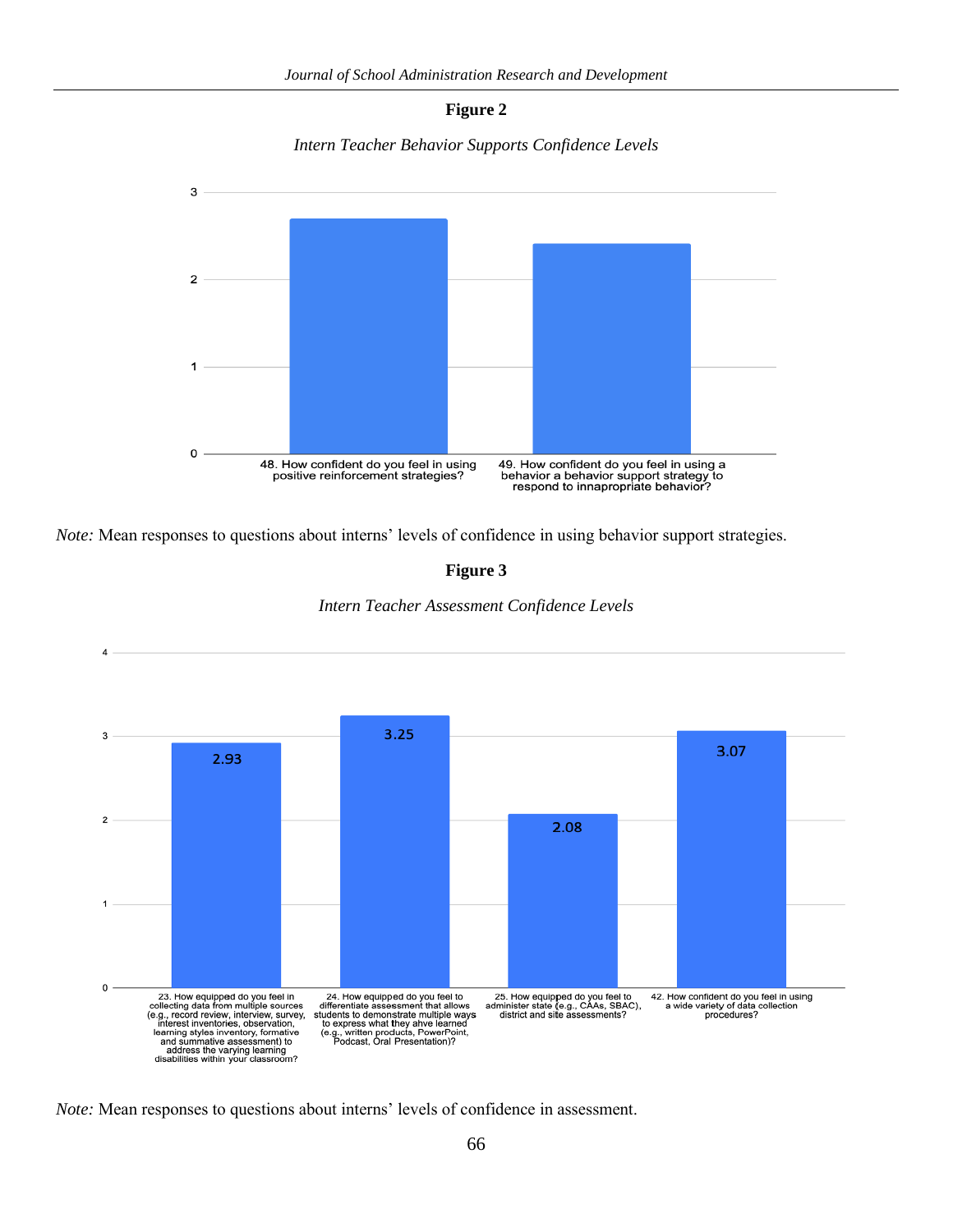**Figure 2**

*Intern Teacher Behavior Supports Confidence Levels*

*Note:* Mean responses to questions about interns' levels of confidence in using behavior support strategies.

**Figure 3**

*Intern Teacher Assessment Confidence Levels*

*Note:* Mean responses to questions about interns' levels of confidence in assessment.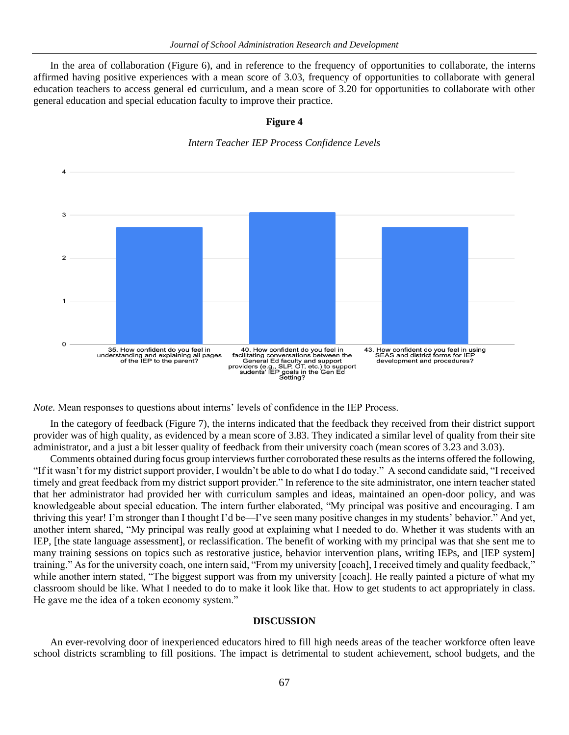In the area of collaboration (Figure 6), and in reference to the frequency of opportunities to collaborate, the interns affirmed having positive experiences with a mean score of 3.03, frequency of opportunities to collaborate with general education teachers to access general ed curriculum, and a mean score of 3.20 for opportunities to collaborate with other general education and special education faculty to improve their practice.

**Figure 4**

*Intern Teacher IEP Process Confidence Levels*

*Note.* Mean responses to questions about interns' levels of confidence in the IEP Process.

In the category of feedback (Figure 7), the interns indicated that the feedback they received from their district support provider was of high quality, as evidenced by a mean score of 3.83. They indicated a similar level of quality from their site administrator, and a just a bit lesser quality of feedback from their university coach (mean scores of 3.23 and 3.03).

Comments obtained during focus group interviews further corroborated these results as the interns offered the following, "If it wasn't for my district support provider, I wouldn't be able to do what I do today." A second candidate said, "I received timely and great feedback from my district support provider." In reference to the site administrator, one intern teacher stated that her administrator had provided her with curriculum samples and ideas, maintained an open-door policy, and was knowledgeable about special education. The intern further elaborated, "My principal was positive and encouraging. I am thriving this year! I'm stronger than I thought I'd be—I've seen many positive changes in my students' behavior." And yet, another intern shared, "My principal was really good at explaining what I needed to do. Whether it was students with an IEP, [the state language assessment], or reclassification. The benefit of working with my principal was that she sent me to many training sessions on topics such as restorative justice, behavior intervention plans, writing IEPs, and [IEP system] training." As for the university coach, one intern said, "From my university [coach], I received timely and quality feedback," while another intern stated, "The biggest support was from my university [coach]. He really painted a picture of what my classroom should be like. What I needed to do to make it look like that. How to get students to act appropriately in class. He gave me the idea of a token economy system."

## DISCUSSION

An ever-revolving door of inexperienced educators hired to fill high needs areas of the teacher workforce often leave school districts scrambling to fill positions. The impact is detrimental to student achievement, school budgets, and the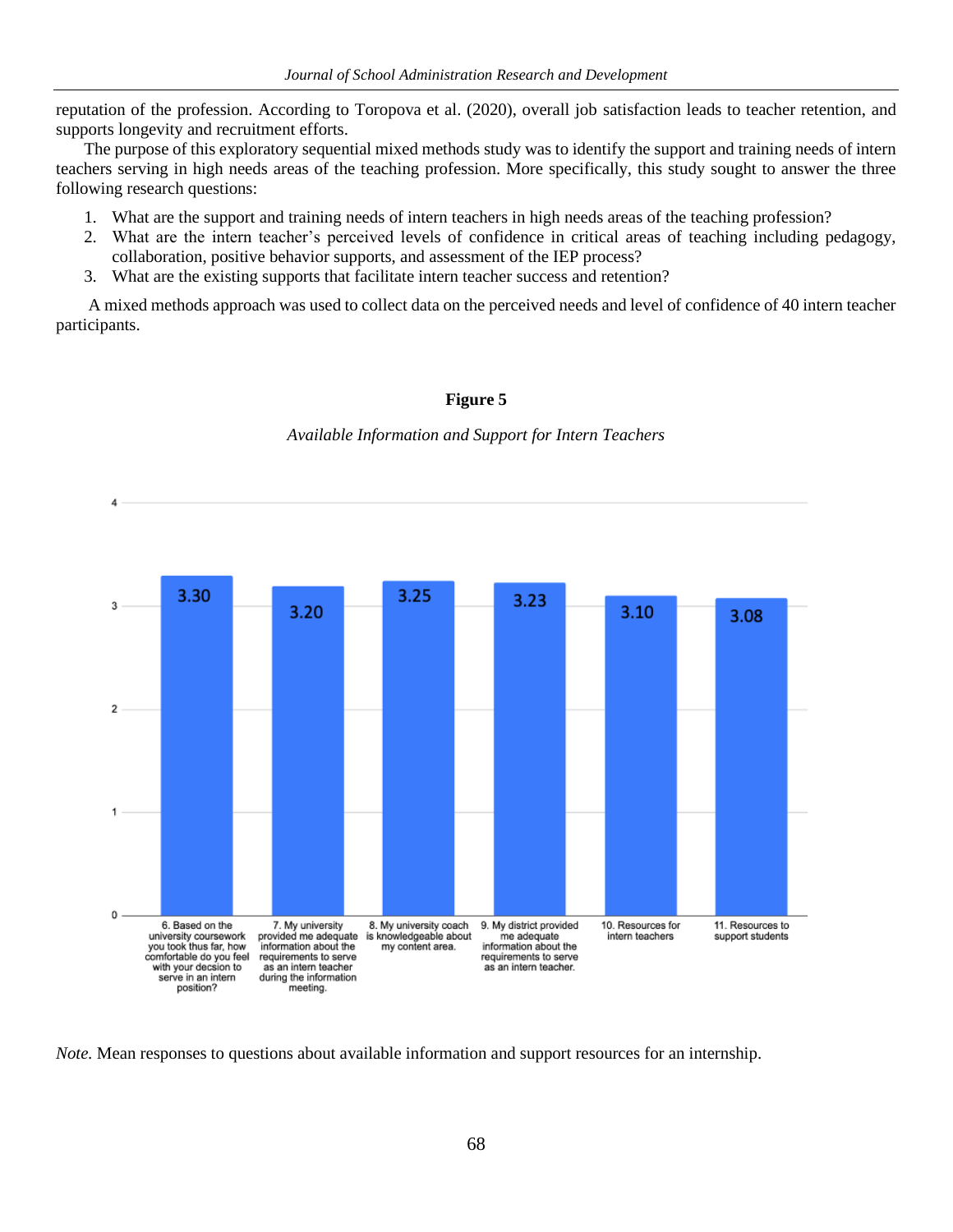reputation of the profession. According to Toropova et al. (2020), overall job satisfaction leads to teacher retention, and supports longevity and recruitment efforts.

The purpose of this exploratory sequential mixed methods study was to identify the support and training needs of intern teachers serving in high needs areas of the teaching profession. More specifically, this study sought to answer the three following research questions:

1. What are the support and training needs of intern teachers in high needs areas of the teaching profession?
2. What are the intern teacher's perceived levels of confidence in critical areas of teaching including pedagogy, collaboration, positive behavior supports, and assessment of the IEP process?
3. What are the existing supports that facilitate intern teacher success and retention?

A mixed methods approach was used to collect data on the perceived needs and level of confidence of 40 intern teacher participants.

**Figure 5**

*Available Information and Support for Intern Teachers*

| Item | Mean |
|---|---|
| 6. Based on the university coursework you took thus far, how comfortable do you feel with your decsion to serve in an intern position? | 3.30 |
| 7. My university provided me adequate information about the requirements to serve as an intern teacher during the information meeting. | 3.20 |
| 8. My university coach is knowledgeable about my content area. | 3.25 |
| 9. My district provided me adequate information about the requirements to serve as an intern teacher. | 3.23 |
| 10. Resources for intern teachers | 3.10 |
| 11. Resources to support students | 3.08 |

*Note.* Mean responses to questions about available information and support resources for an internship.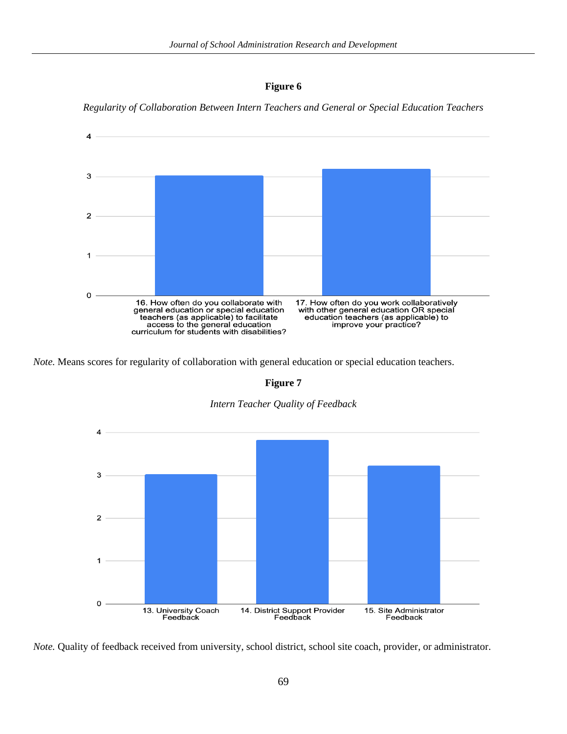**Figure 6**

*Regularity of Collaboration Between Intern Teachers and General or Special Education Teachers*

*Note.* Means scores for regularity of collaboration with general education or special education teachers.

**Figure 7**

*Intern Teacher Quality of Feedback*

*Note.* Quality of feedback received from university, school district, school site coach, provider, or administrator.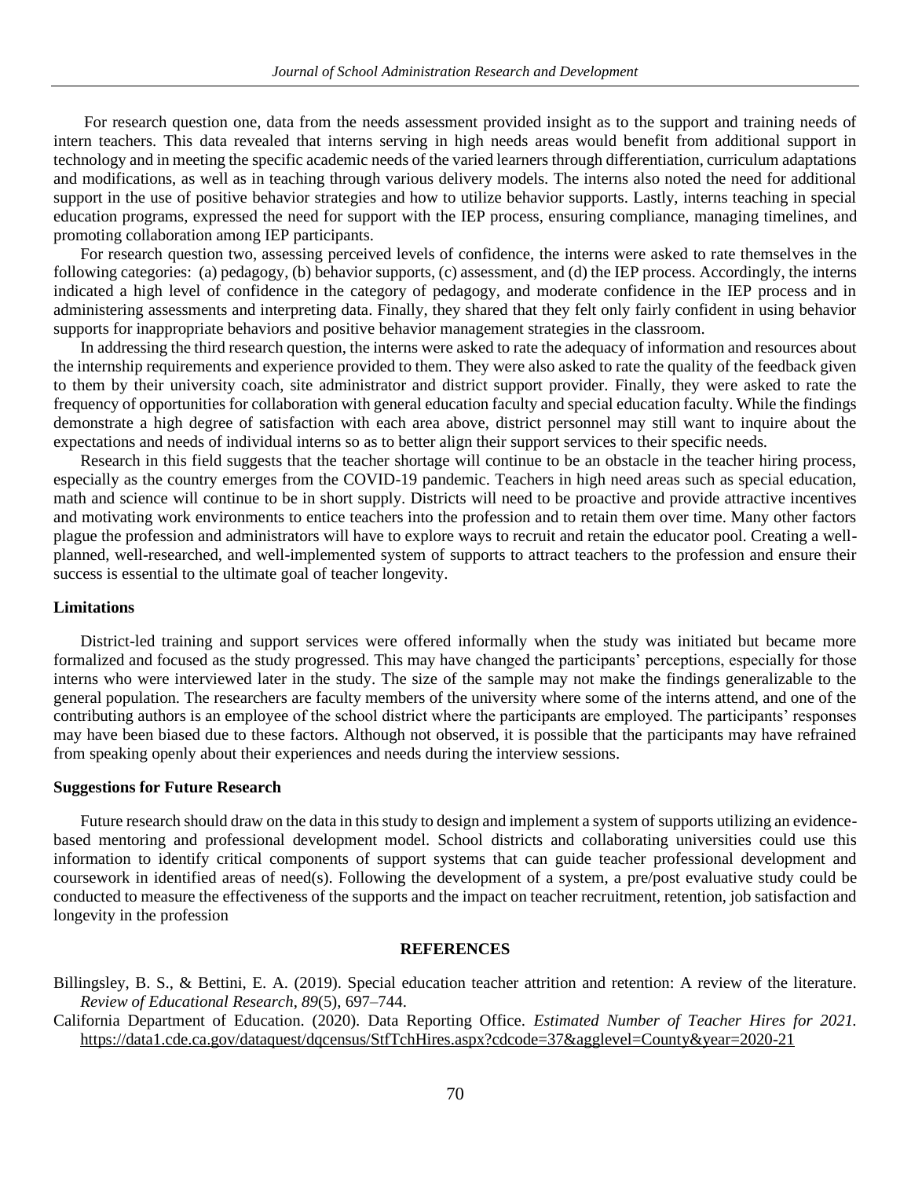For research question one, data from the needs assessment provided insight as to the support and training needs of intern teachers. This data revealed that interns serving in high needs areas would benefit from additional support in technology and in meeting the specific academic needs of the varied learners through differentiation, curriculum adaptations and modifications, as well as in teaching through various delivery models. The interns also noted the need for additional support in the use of positive behavior strategies and how to utilize behavior supports. Lastly, interns teaching in special education programs, expressed the need for support with the IEP process, ensuring compliance, managing timelines, and promoting collaboration among IEP participants.

For research question two, assessing perceived levels of confidence, the interns were asked to rate themselves in the following categories: (a) pedagogy, (b) behavior supports, (c) assessment, and (d) the IEP process. Accordingly, the interns indicated a high level of confidence in the category of pedagogy, and moderate confidence in the IEP process and in administering assessments and interpreting data. Finally, they shared that they felt only fairly confident in using behavior supports for inappropriate behaviors and positive behavior management strategies in the classroom.

In addressing the third research question, the interns were asked to rate the adequacy of information and resources about the internship requirements and experience provided to them. They were also asked to rate the quality of the feedback given to them by their university coach, site administrator and district support provider. Finally, they were asked to rate the frequency of opportunities for collaboration with general education faculty and special education faculty. While the findings demonstrate a high degree of satisfaction with each area above, district personnel may still want to inquire about the expectations and needs of individual interns so as to better align their support services to their specific needs.

Research in this field suggests that the teacher shortage will continue to be an obstacle in the teacher hiring process, especially as the country emerges from the COVID-19 pandemic. Teachers in high need areas such as special education, math and science will continue to be in short supply. Districts will need to be proactive and provide attractive incentives and motivating work environments to entice teachers into the profession and to retain them over time. Many other factors plague the profession and administrators will have to explore ways to recruit and retain the educator pool. Creating a well-planned, well-researched, and well-implemented system of supports to attract teachers to the profession and ensure their success is essential to the ultimate goal of teacher longevity.

### Limitations

District-led training and support services were offered informally when the study was initiated but became more formalized and focused as the study progressed. This may have changed the participants' perceptions, especially for those interns who were interviewed later in the study. The size of the sample may not make the findings generalizable to the general population. The researchers are faculty members of the university where some of the interns attend, and one of the contributing authors is an employee of the school district where the participants are employed. The participants' responses may have been biased due to these factors. Although not observed, it is possible that the participants may have refrained from speaking openly about their experiences and needs during the interview sessions.

### Suggestions for Future Research

Future research should draw on the data in this study to design and implement a system of supports utilizing an evidence-based mentoring and professional development model. School districts and collaborating universities could use this information to identify critical components of support systems that can guide teacher professional development and coursework in identified areas of need(s). Following the development of a system, a pre/post evaluative study could be conducted to measure the effectiveness of the supports and the impact on teacher recruitment, retention, job satisfaction and longevity in the profession

## REFERENCES

Billingsley, B. S., & Bettini, E. A. (2019). Special education teacher attrition and retention: A review of the literature. *Review of Educational Research*, *89*(5), 697–744.

California Department of Education. (2020). Data Reporting Office. *Estimated Number of Teacher Hires for 2021.* https://data1.cde.ca.gov/dataquest/dqcensus/StfTchHires.aspx?cdcode=37&agglevel=County&year=2020-21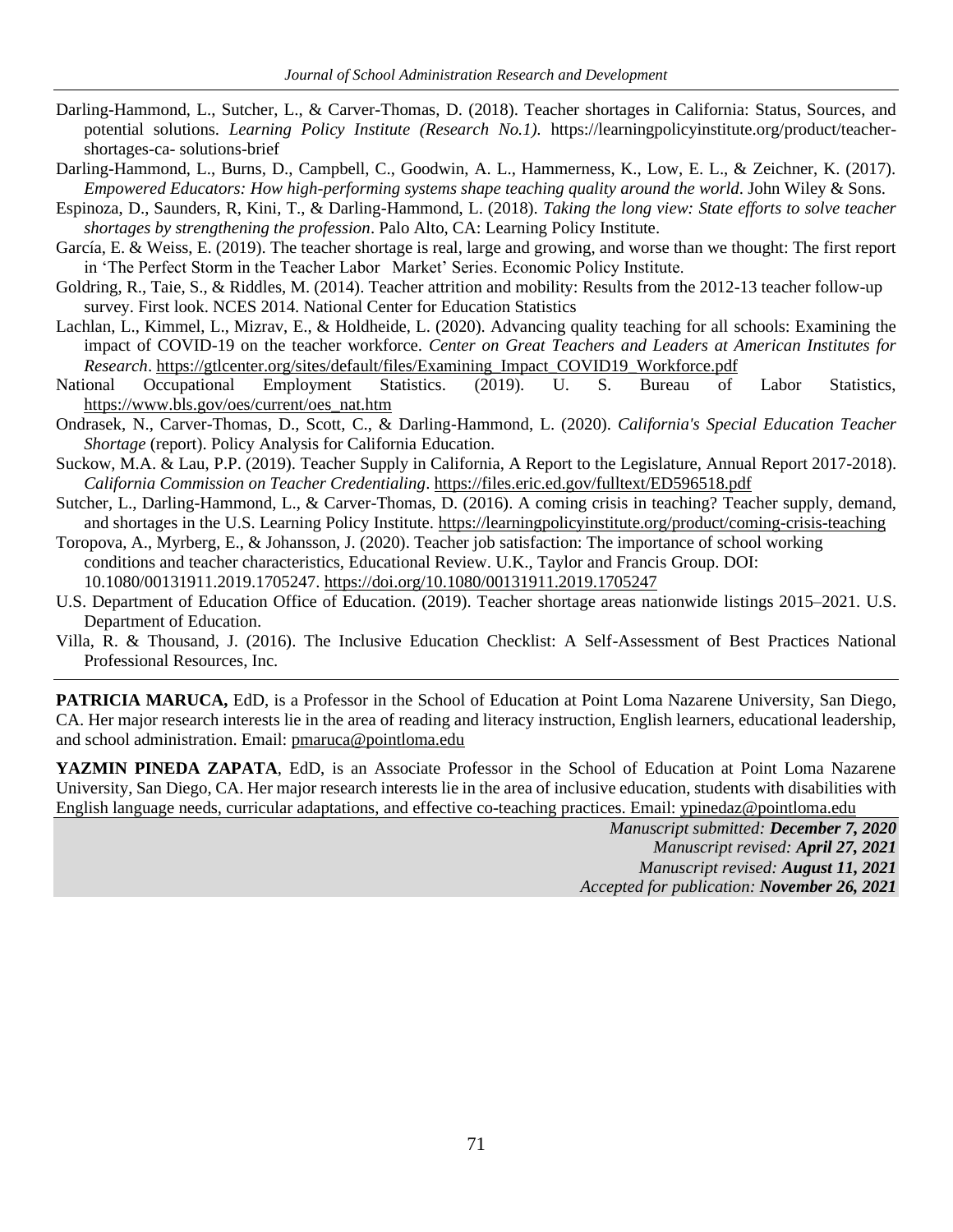Darling-Hammond, L., Sutcher, L., & Carver-Thomas, D. (2018). Teacher shortages in California: Status, Sources, and potential solutions. *Learning Policy Institute (Research No.1)*. https://learningpolicyinstitute.org/product/teacher-shortages-ca- solutions-brief

Darling-Hammond, L., Burns, D., Campbell, C., Goodwin, A. L., Hammerness, K., Low, E. L., & Zeichner, K. (2017). *Empowered Educators: How high-performing systems shape teaching quality around the world*. John Wiley & Sons.

Espinoza, D., Saunders, R, Kini, T., & Darling-Hammond, L. (2018). *Taking the long view: State efforts to solve teacher shortages by strengthening the profession*. Palo Alto, CA: Learning Policy Institute.

García, E. & Weiss, E. (2019). The teacher shortage is real, large and growing, and worse than we thought: The first report in 'The Perfect Storm in the Teacher Labor Market' Series. Economic Policy Institute.

Goldring, R., Taie, S., & Riddles, M. (2014). Teacher attrition and mobility: Results from the 2012-13 teacher follow-up survey. First look. NCES 2014. National Center for Education Statistics

Lachlan, L., Kimmel, L., Mizrav, E., & Holdheide, L. (2020). Advancing quality teaching for all schools: Examining the impact of COVID-19 on the teacher workforce. *Center on Great Teachers and Leaders at American Institutes for Research*. https://gtlcenter.org/sites/default/files/Examining_Impact_COVID19_Workforce.pdf

National Occupational Employment Statistics. (2019). U. S. Bureau of Labor Statistics, https://www.bls.gov/oes/current/oes_nat.htm

Ondrasek, N., Carver-Thomas, D., Scott, C., & Darling-Hammond, L. (2020). *California's Special Education Teacher Shortage* (report). Policy Analysis for California Education.

Suckow, M.A. & Lau, P.P. (2019). Teacher Supply in California, A Report to the Legislature, Annual Report 2017-2018). *California Commission on Teacher Credentialing*. https://files.eric.ed.gov/fulltext/ED596518.pdf

Sutcher, L., Darling-Hammond, L., & Carver-Thomas, D. (2016). A coming crisis in teaching? Teacher supply, demand, and shortages in the U.S. Learning Policy Institute. https://learningpolicyinstitute.org/product/coming-crisis-teaching

Toropova, A., Myrberg, E., & Johansson, J. (2020). Teacher job satisfaction: The importance of school working conditions and teacher characteristics, Educational Review. U.K., Taylor and Francis Group. DOI: 10.1080/00131911.2019.1705247. https://doi.org/10.1080/00131911.2019.1705247

U.S. Department of Education Office of Education. (2019). Teacher shortage areas nationwide listings 2015–2021. U.S. Department of Education.

Villa, R. & Thousand, J. (2016). The Inclusive Education Checklist: A Self-Assessment of Best Practices National Professional Resources, Inc.

---

**PATRICIA MARUCA,** EdD, is a Professor in the School of Education at Point Loma Nazarene University, San Diego, CA. Her major research interests lie in the area of reading and literacy instruction, English learners, educational leadership, and school administration. Email: pmaruca@pointloma.edu

**YAZMIN PINEDA ZAPATA**, EdD, is an Associate Professor in the School of Education at Point Loma Nazarene University, San Diego, CA. Her major research interests lie in the area of inclusive education, students with disabilities with English language needs, curricular adaptations, and effective co-teaching practices. Email: ypinedaz@pointloma.edu

*Manuscript submitted:* ***December 7, 2020***
*Manuscript revised:* ***April 27, 2021***
*Manuscript revised:* ***August 11, 2021***
*Accepted for publication:* ***November 26, 2021***